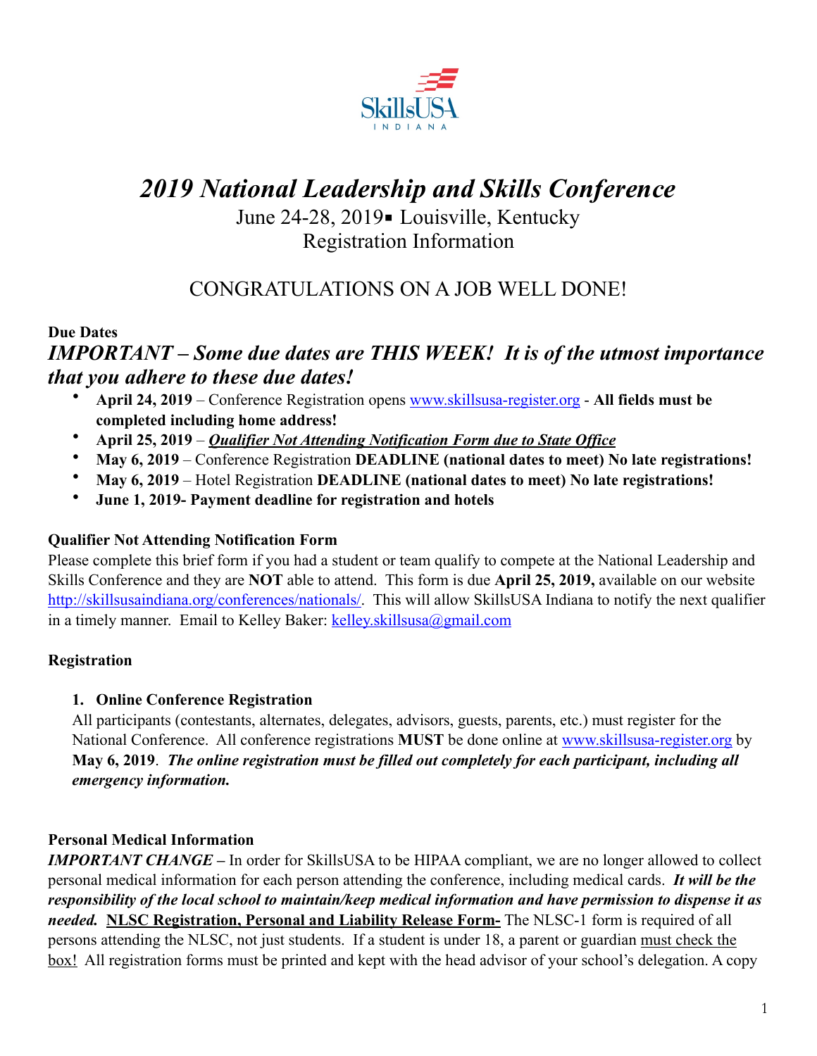# *2019 National Leadership and Skills Conference*

June 24-28, 2019▪ Louisville, Kentucky
Registration Information

## CONGRATULATIONS ON A JOB WELL DONE!

**Due Dates**

***IMPORTANT – Some due dates are THIS WEEK! It is of the utmost importance that you adhere to these due dates!***

- **April 24, 2019** – Conference Registration opens www.skillsusa-register.org - **All fields must be completed including home address!**
- **April 25, 2019** – ***Qualifier Not Attending Notification Form due to State Office***
- **May 6, 2019** – Conference Registration **DEADLINE (national dates to meet) No late registrations!**
- **May 6, 2019** – Hotel Registration **DEADLINE (national dates to meet) No late registrations!**
- **June 1, 2019- Payment deadline for registration and hotels**

**Qualifier Not Attending Notification Form**

Please complete this brief form if you had a student or team qualify to compete at the National Leadership and Skills Conference and they are **NOT** able to attend. This form is due **April 25, 2019,** available on our website http://skillsusaindiana.org/conferences/nationals/. This will allow SkillsUSA Indiana to notify the next qualifier in a timely manner. Email to Kelley Baker: kelley.skillsusa@gmail.com

**Registration**

1. **Online Conference Registration**
   All participants (contestants, alternates, delegates, advisors, guests, parents, etc.) must register for the National Conference. All conference registrations **MUST** be done online at www.skillsusa-register.org by **May 6, 2019**. ***The online registration must be filled out completely for each participant, including all emergency information.***

**Personal Medical Information**

***IMPORTANT CHANGE –*** In order for SkillsUSA to be HIPAA compliant, we are no longer allowed to collect personal medical information for each person attending the conference, including medical cards. ***It will be the responsibility of the local school to maintain/keep medical information and have permission to dispense it as needed.*** **NLSC Registration, Personal and Liability Release Form-** The NLSC-1 form is required of all persons attending the NLSC, not just students. If a student is under 18, a parent or guardian must check the box! All registration forms must be printed and kept with the head advisor of your school's delegation. A copy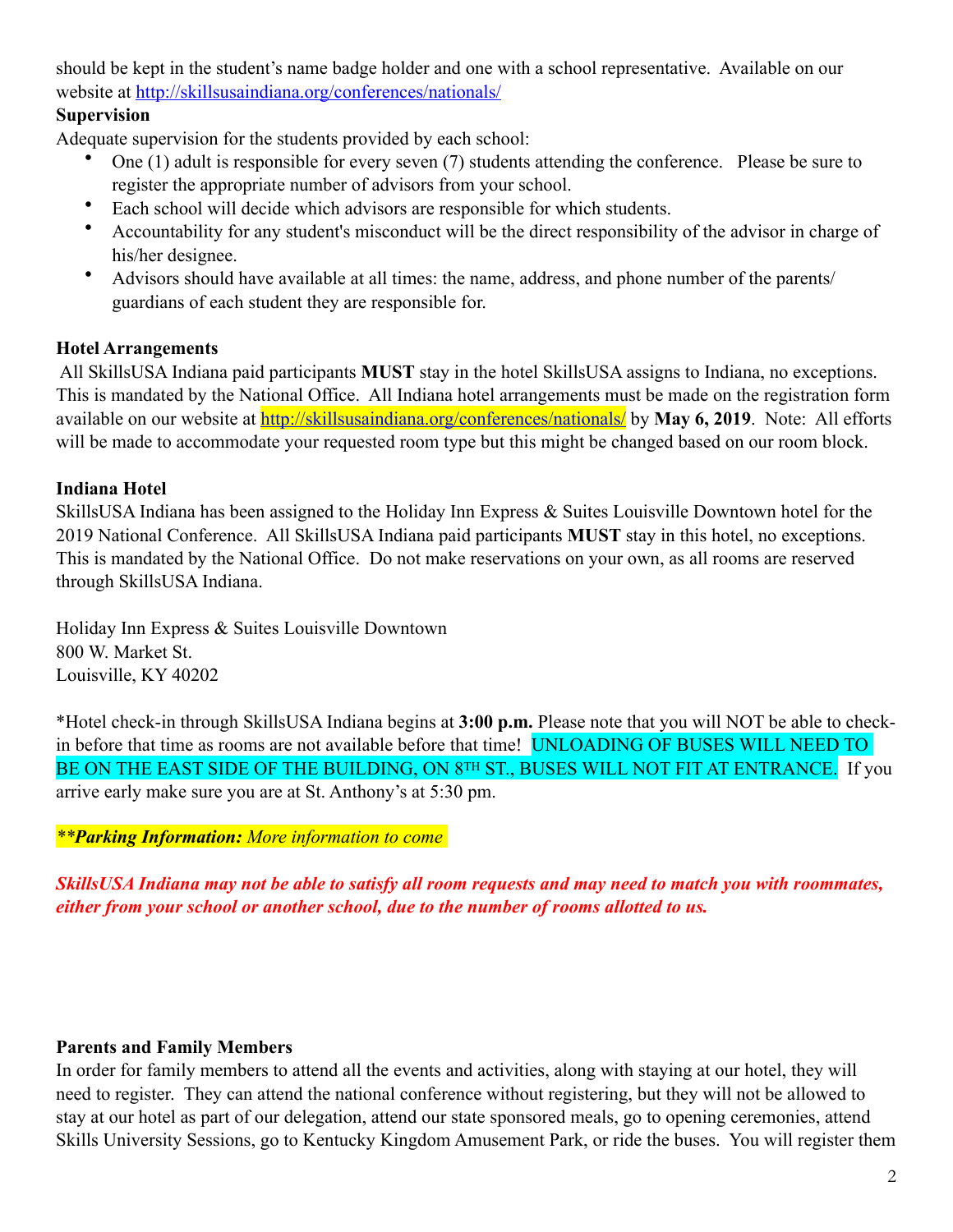should be kept in the student's name badge holder and one with a school representative. Available on our website at http://skillsusaindiana.org/conferences/nationals/

**Supervision**

Adequate supervision for the students provided by each school:

- One (1) adult is responsible for every seven (7) students attending the conference. Please be sure to register the appropriate number of advisors from your school.
- Each school will decide which advisors are responsible for which students.
- Accountability for any student's misconduct will be the direct responsibility of the advisor in charge of his/her designee.
- Advisors should have available at all times: the name, address, and phone number of the parents/guardians of each student they are responsible for.

**Hotel Arrangements**

All SkillsUSA Indiana paid participants **MUST** stay in the hotel SkillsUSA assigns to Indiana, no exceptions. This is mandated by the National Office. All Indiana hotel arrangements must be made on the registration form available on our website at http://skillsusaindiana.org/conferences/nationals/ by **May 6, 2019**. Note: All efforts will be made to accommodate your requested room type but this might be changed based on our room block.

**Indiana Hotel**

SkillsUSA Indiana has been assigned to the Holiday Inn Express & Suites Louisville Downtown hotel for the 2019 National Conference. All SkillsUSA Indiana paid participants **MUST** stay in this hotel, no exceptions. This is mandated by the National Office. Do not make reservations on your own, as all rooms are reserved through SkillsUSA Indiana.

Holiday Inn Express & Suites Louisville Downtown
800 W. Market St.
Louisville, KY 40202

*Hotel check-in through SkillsUSA Indiana begins at **3:00 p.m.** Please note that you will NOT be able to check-in before that time as rooms are not available before that time! UNLOADING OF BUSES WILL NEED TO BE ON THE EAST SIDE OF THE BUILDING, ON 8TH ST., BUSES WILL NOT FIT AT ENTRANCE. If you arrive early make sure you are at St. Anthony's at 5:30 pm.

*\*\*Parking Information:* *More information to come*

***SkillsUSA Indiana may not be able to satisfy all room requests and may need to match you with roommates, either from your school or another school, due to the number of rooms allotted to us.***

**Parents and Family Members**

In order for family members to attend all the events and activities, along with staying at our hotel, they will need to register. They can attend the national conference without registering, but they will not be allowed to stay at our hotel as part of our delegation, attend our state sponsored meals, go to opening ceremonies, attend Skills University Sessions, go to Kentucky Kingdom Amusement Park, or ride the buses. You will register them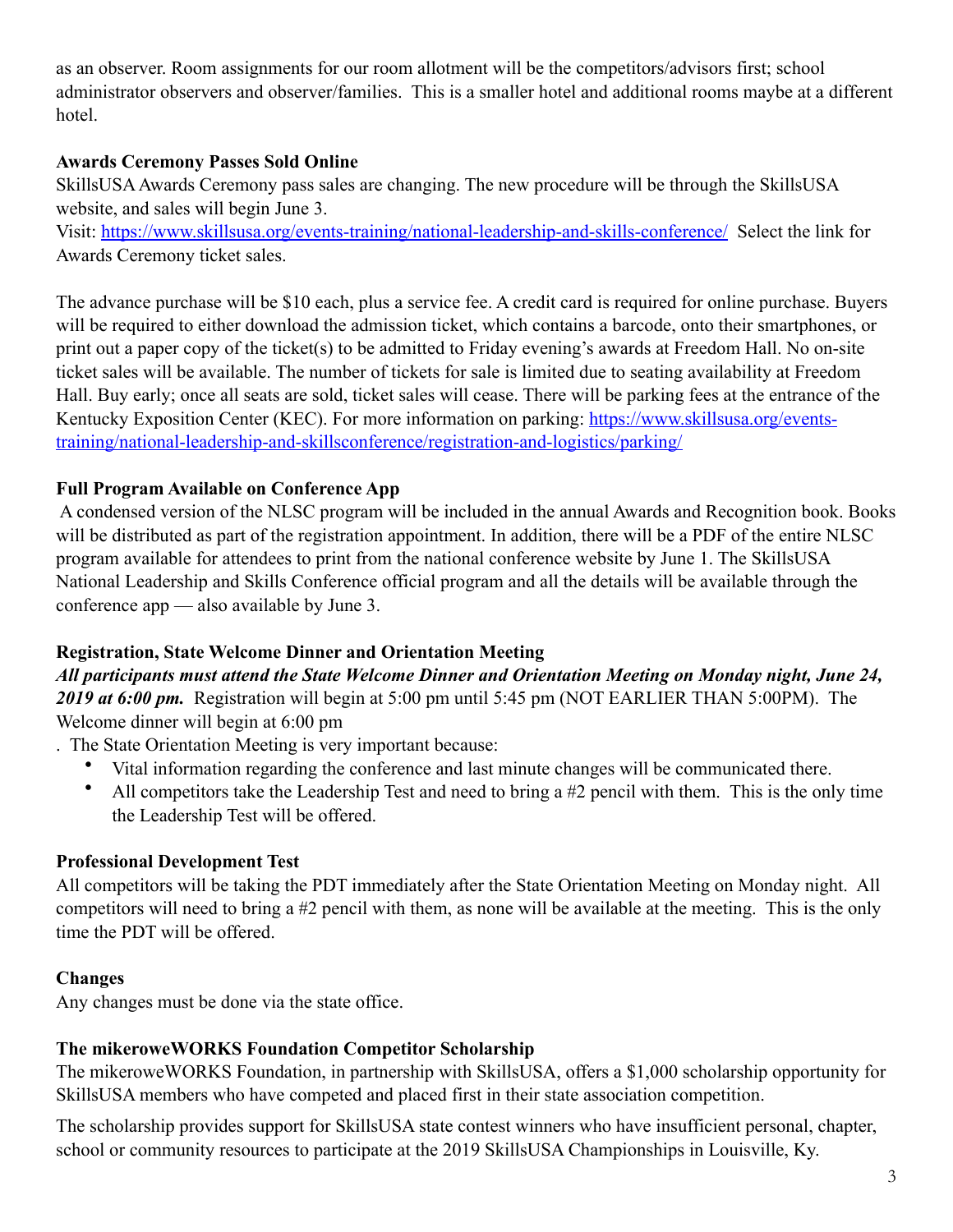as an observer. Room assignments for our room allotment will be the competitors/advisors first; school administrator observers and observer/families. This is a smaller hotel and additional rooms maybe at a different hotel.

**Awards Ceremony Passes Sold Online**

SkillsUSA Awards Ceremony pass sales are changing. The new procedure will be through the SkillsUSA website, and sales will begin June 3.

Visit: [https://www.skillsusa.org/events-training/national-leadership-and-skills-conference/](https://www.skillsusa.org/events-training/national-leadership-and-skills-conference/) Select the link for Awards Ceremony ticket sales.

The advance purchase will be $10 each, plus a service fee. A credit card is required for online purchase. Buyers will be required to either download the admission ticket, which contains a barcode, onto their smartphones, or print out a paper copy of the ticket(s) to be admitted to Friday evening's awards at Freedom Hall. No on-site ticket sales will be available. The number of tickets for sale is limited due to seating availability at Freedom Hall. Buy early; once all seats are sold, ticket sales will cease. There will be parking fees at the entrance of the Kentucky Exposition Center (KEC). For more information on parking: [https://www.skillsusa.org/events-training/national-leadership-and-skillsconference/registration-and-logistics/parking/](https://www.skillsusa.org/events-training/national-leadership-and-skillsconference/registration-and-logistics/parking/)

**Full Program Available on Conference App**

A condensed version of the NLSC program will be included in the annual Awards and Recognition book. Books will be distributed as part of the registration appointment. In addition, there will be a PDF of the entire NLSC program available for attendees to print from the national conference website by June 1. The SkillsUSA National Leadership and Skills Conference official program and all the details will be available through the conference app — also available by June 3.

**Registration, State Welcome Dinner and Orientation Meeting**

***All participants must attend the State Welcome Dinner and Orientation Meeting on Monday night, June 24, 2019 at 6:00 pm.*** Registration will begin at 5:00 pm until 5:45 pm (NOT EARLIER THAN 5:00PM). The Welcome dinner will begin at 6:00 pm

. The State Orientation Meeting is very important because:

- Vital information regarding the conference and last minute changes will be communicated there.
- All competitors take the Leadership Test and need to bring a #2 pencil with them. This is the only time the Leadership Test will be offered.

**Professional Development Test**

All competitors will be taking the PDT immediately after the State Orientation Meeting on Monday night. All competitors will need to bring a #2 pencil with them, as none will be available at the meeting. This is the only time the PDT will be offered.

**Changes**

Any changes must be done via the state office.

**The mikeroweWORKS Foundation Competitor Scholarship**

The mikeroweWORKS Foundation, in partnership with SkillsUSA, offers a $1,000 scholarship opportunity for SkillsUSA members who have competed and placed first in their state association competition.

The scholarship provides support for SkillsUSA state contest winners who have insufficient personal, chapter, school or community resources to participate at the 2019 SkillsUSA Championships in Louisville, Ky.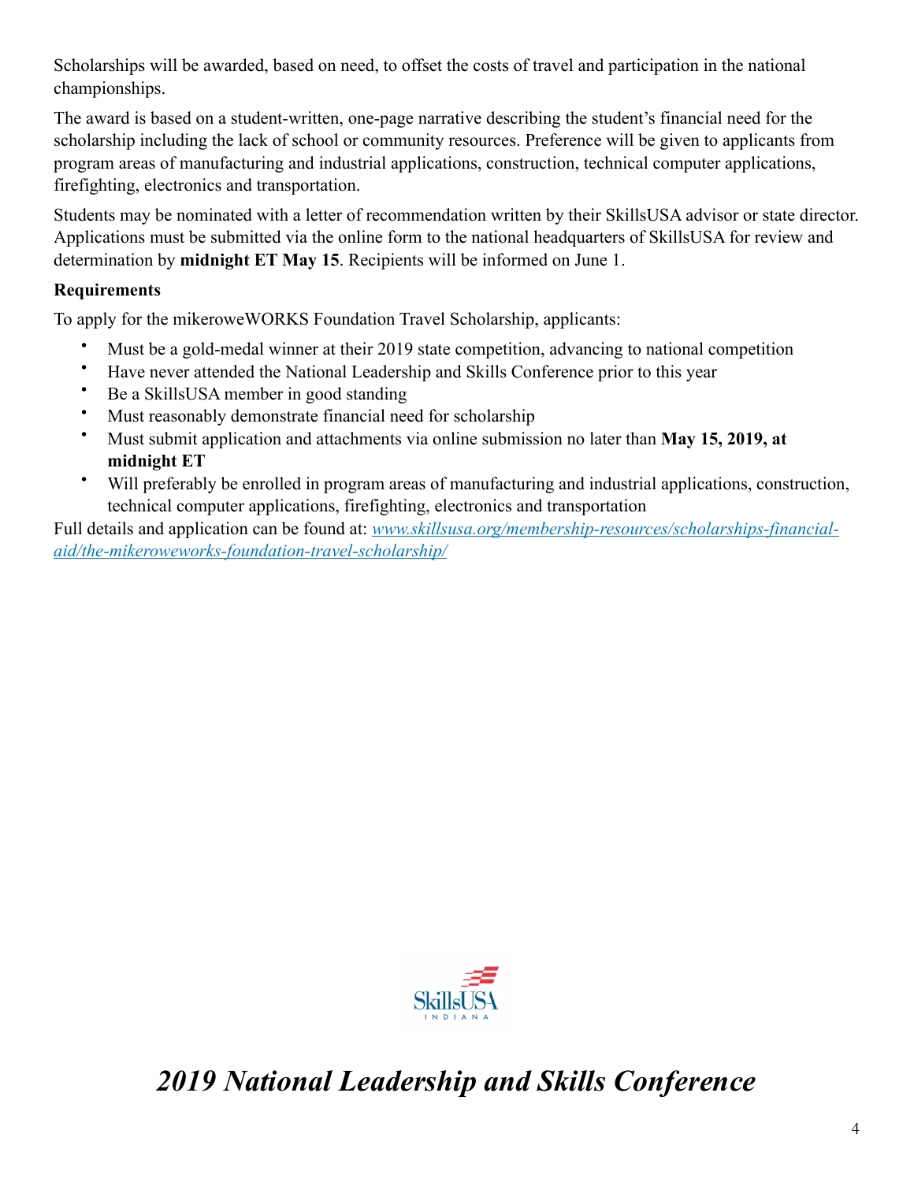Scholarships will be awarded, based on need, to offset the costs of travel and participation in the national championships.

The award is based on a student-written, one-page narrative describing the student's financial need for the scholarship including the lack of school or community resources. Preference will be given to applicants from program areas of manufacturing and industrial applications, construction, technical computer applications, firefighting, electronics and transportation.

Students may be nominated with a letter of recommendation written by their SkillsUSA advisor or state director. Applications must be submitted via the online form to the national headquarters of SkillsUSA for review and determination by **midnight ET May 15**. Recipients will be informed on June 1.

**Requirements**

To apply for the mikeroweWORKS Foundation Travel Scholarship, applicants:

- Must be a gold-medal winner at their 2019 state competition, advancing to national competition
- Have never attended the National Leadership and Skills Conference prior to this year
- Be a SkillsUSA member in good standing
- Must reasonably demonstrate financial need for scholarship
- Must submit application and attachments via online submission no later than **May 15, 2019, at midnight ET**
- Will preferably be enrolled in program areas of manufacturing and industrial applications, construction, technical computer applications, firefighting, electronics and transportation

Full details and application can be found at: *[www.skillsusa.org/membership-resources/scholarships-financial-aid/the-mikeroweworks-foundation-travel-scholarship/](www.skillsusa.org/membership-resources/scholarships-financial-aid/the-mikeroweworks-foundation-travel-scholarship/)*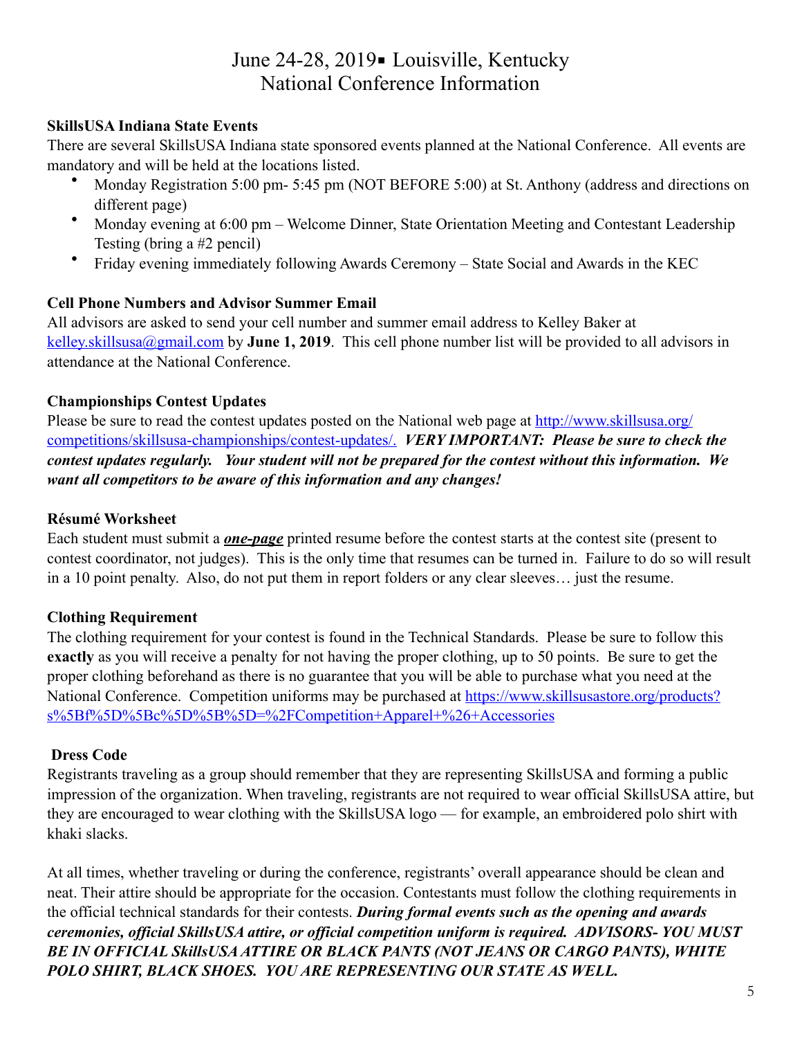# June 24-28, 2019▪ Louisville, Kentucky
# National Conference Information

**SkillsUSA Indiana State Events**

There are several SkillsUSA Indiana state sponsored events planned at the National Conference. All events are mandatory and will be held at the locations listed.

- Monday Registration 5:00 pm- 5:45 pm (NOT BEFORE 5:00) at St. Anthony (address and directions on different page)
- Monday evening at 6:00 pm – Welcome Dinner, State Orientation Meeting and Contestant Leadership Testing (bring a #2 pencil)
- Friday evening immediately following Awards Ceremony – State Social and Awards in the KEC

**Cell Phone Numbers and Advisor Summer Email**

All advisors are asked to send your cell number and summer email address to Kelley Baker at kelley.skillsusa@gmail.com by **June 1, 2019**. This cell phone number list will be provided to all advisors in attendance at the National Conference.

**Championships Contest Updates**

Please be sure to read the contest updates posted on the National web page at http://www.skillsusa.org/competitions/skillsusa-championships/contest-updates/. ***VERY IMPORTANT: Please be sure to check the contest updates regularly. Your student will not be prepared for the contest without this information. We want all competitors to be aware of this information and any changes!***

**Résumé Worksheet**

Each student must submit a ***one-page*** printed resume before the contest starts at the contest site (present to contest coordinator, not judges). This is the only time that resumes can be turned in. Failure to do so will result in a 10 point penalty. Also, do not put them in report folders or any clear sleeves… just the resume.

**Clothing Requirement**

The clothing requirement for your contest is found in the Technical Standards. Please be sure to follow this **exactly** as you will receive a penalty for not having the proper clothing, up to 50 points. Be sure to get the proper clothing beforehand as there is no guarantee that you will be able to purchase what you need at the National Conference. Competition uniforms may be purchased at https://www.skillsusastore.org/products?s%5Bf%5D%5Bc%5D%5B%5D=%2FCompetition+Apparel+%26+Accessories

**Dress Code**

Registrants traveling as a group should remember that they are representing SkillsUSA and forming a public impression of the organization. When traveling, registrants are not required to wear official SkillsUSA attire, but they are encouraged to wear clothing with the SkillsUSA logo — for example, an embroidered polo shirt with khaki slacks.

At all times, whether traveling or during the conference, registrants' overall appearance should be clean and neat. Their attire should be appropriate for the occasion. Contestants must follow the clothing requirements in the official technical standards for their contests. ***During formal events such as the opening and awards ceremonies, official SkillsUSA attire, or official competition uniform is required. ADVISORS- YOU MUST BE IN OFFICIAL SkillsUSA ATTIRE OR BLACK PANTS (NOT JEANS OR CARGO PANTS), WHITE POLO SHIRT, BLACK SHOES. YOU ARE REPRESENTING OUR STATE AS WELL.***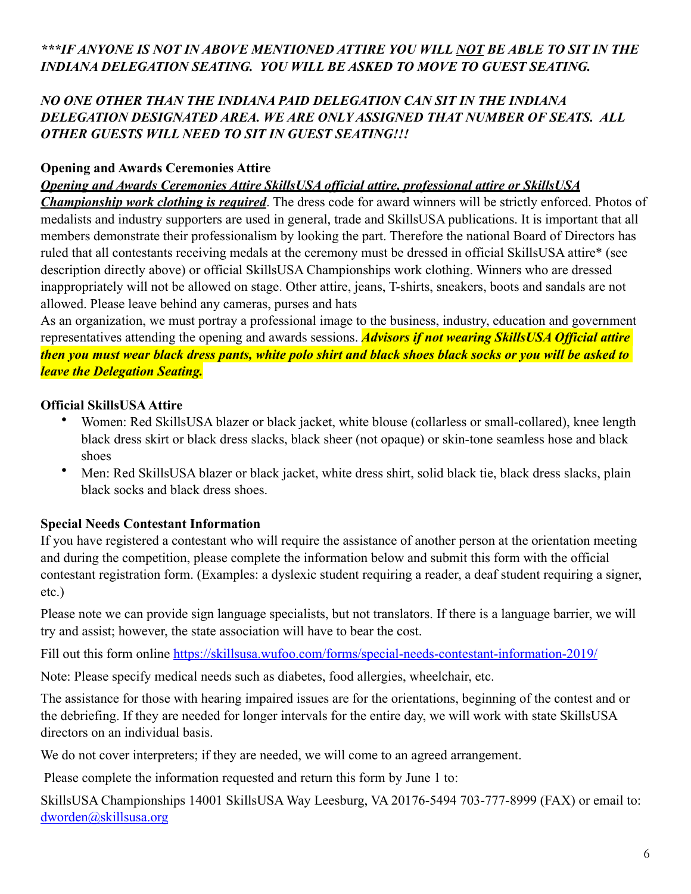***IF ANYONE IS NOT IN ABOVE MENTIONED ATTIRE YOU WILL NOT BE ABLE TO SIT IN THE INDIANA DELEGATION SEATING. YOU WILL BE ASKED TO MOVE TO GUEST SEATING.***

***NO ONE OTHER THAN THE INDIANA PAID DELEGATION CAN SIT IN THE INDIANA DELEGATION DESIGNATED AREA. WE ARE ONLY ASSIGNED THAT NUMBER OF SEATS. ALL OTHER GUESTS WILL NEED TO SIT IN GUEST SEATING!!!***

**Opening and Awards Ceremonies Attire**

***Opening and Awards Ceremonies Attire SkillsUSA official attire, professional attire or SkillsUSA Championship work clothing is required***. The dress code for award winners will be strictly enforced. Photos of medalists and industry supporters are used in general, trade and SkillsUSA publications. It is important that all members demonstrate their professionalism by looking the part. Therefore the national Board of Directors has ruled that all contestants receiving medals at the ceremony must be dressed in official SkillsUSA attire* (see description directly above) or official SkillsUSA Championships work clothing. Winners who are dressed inappropriately will not be allowed on stage. Other attire, jeans, T-shirts, sneakers, boots and sandals are not allowed. Please leave behind any cameras, purses and hats

As an organization, we must portray a professional image to the business, industry, education and government representatives attending the opening and awards sessions. ***Advisors if not wearing SkillsUSA Official attire then you must wear black dress pants, white polo shirt and black shoes black socks or you will be asked to leave the Delegation Seating.***

**Official SkillsUSA Attire**

- Women: Red SkillsUSA blazer or black jacket, white blouse (collarless or small-collared), knee length black dress skirt or black dress slacks, black sheer (not opaque) or skin-tone seamless hose and black shoes
- Men: Red SkillsUSA blazer or black jacket, white dress shirt, solid black tie, black dress slacks, plain black socks and black dress shoes.

**Special Needs Contestant Information**

If you have registered a contestant who will require the assistance of another person at the orientation meeting and during the competition, please complete the information below and submit this form with the official contestant registration form. (Examples: a dyslexic student requiring a reader, a deaf student requiring a signer, etc.)

Please note we can provide sign language specialists, but not translators. If there is a language barrier, we will try and assist; however, the state association will have to bear the cost.

Fill out this form online https://skillsusa.wufoo.com/forms/special-needs-contestant-information-2019/

Note: Please specify medical needs such as diabetes, food allergies, wheelchair, etc.

The assistance for those with hearing impaired issues are for the orientations, beginning of the contest and or the debriefing. If they are needed for longer intervals for the entire day, we will work with state SkillsUSA directors on an individual basis.

We do not cover interpreters; if they are needed, we will come to an agreed arrangement.

Please complete the information requested and return this form by June 1 to:

SkillsUSA Championships 14001 SkillsUSA Way Leesburg, VA 20176-5494 703-777-8999 (FAX) or email to: dworden@skillsusa.org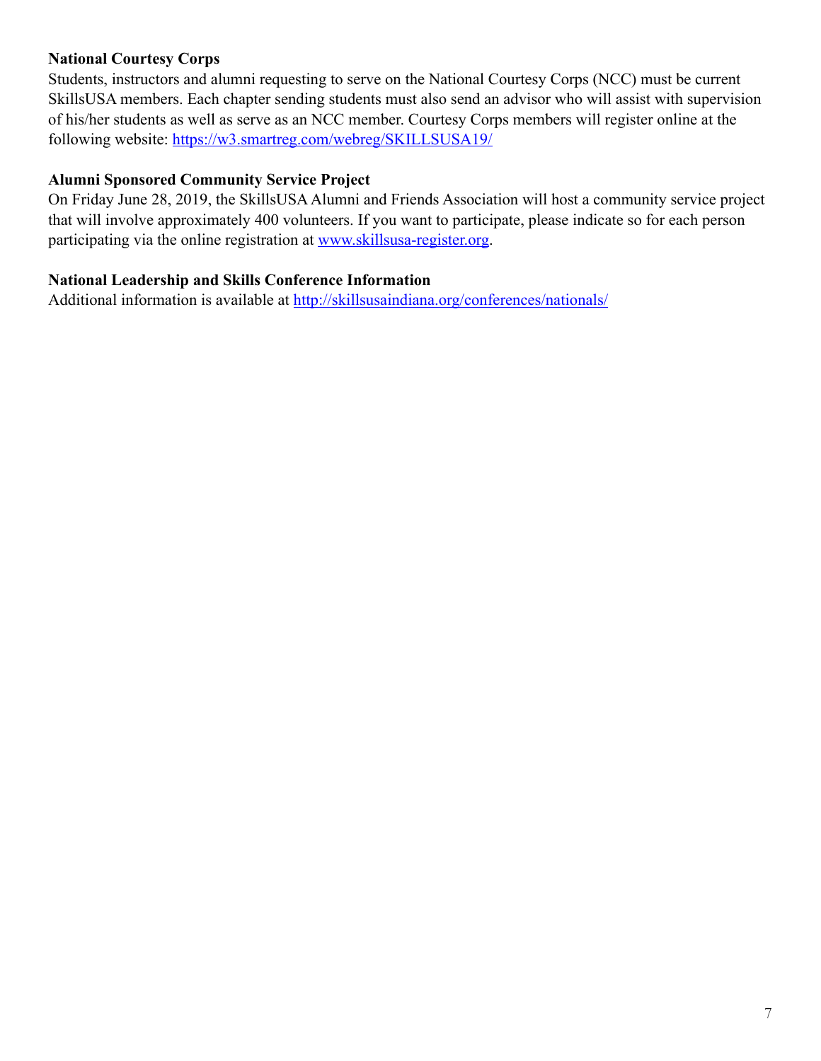**National Courtesy Corps**

Students, instructors and alumni requesting to serve on the National Courtesy Corps (NCC) must be current SkillsUSA members. Each chapter sending students must also send an advisor who will assist with supervision of his/her students as well as serve as an NCC member. Courtesy Corps members will register online at the following website: [https://w3.smartreg.com/webreg/SKILLSUSA19/](https://w3.smartreg.com/webreg/SKILLSUSA19/)

**Alumni Sponsored Community Service Project**

On Friday June 28, 2019, the SkillsUSA Alumni and Friends Association will host a community service project that will involve approximately 400 volunteers. If you want to participate, please indicate so for each person participating via the online registration at [www.skillsusa-register.org](http://www.skillsusa-register.org).

**National Leadership and Skills Conference Information**

Additional information is available at [http://skillsusaindiana.org/conferences/nationals/](http://skillsusaindiana.org/conferences/nationals/)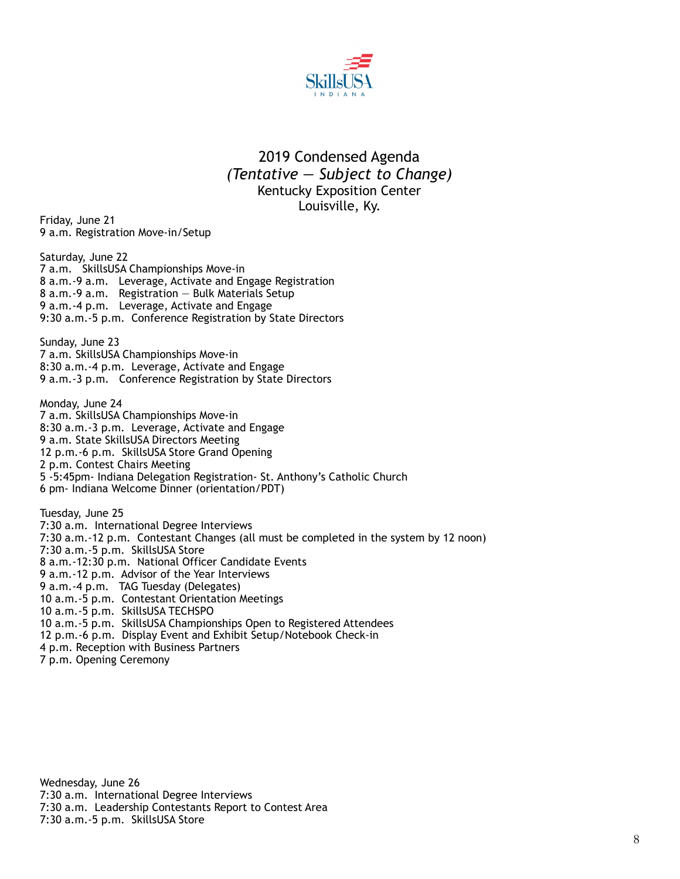# 2019 Condensed Agenda

*(Tentative — Subject to Change)*

Kentucky Exposition Center
Louisville, Ky.

Friday, June 21
9 a.m. Registration Move-in/Setup

Saturday, June 22
7 a.m. SkillsUSA Championships Move-in
8 a.m.-9 a.m. Leverage, Activate and Engage Registration
8 a.m.-9 a.m. Registration — Bulk Materials Setup
9 a.m.-4 p.m. Leverage, Activate and Engage
9:30 a.m.-5 p.m. Conference Registration by State Directors

Sunday, June 23
7 a.m. SkillsUSA Championships Move-in
8:30 a.m.-4 p.m. Leverage, Activate and Engage
9 a.m.-3 p.m. Conference Registration by State Directors

Monday, June 24
7 a.m. SkillsUSA Championships Move-in
8:30 a.m.-3 p.m. Leverage, Activate and Engage
9 a.m. State SkillsUSA Directors Meeting
12 p.m.-6 p.m. SkillsUSA Store Grand Opening
2 p.m. Contest Chairs Meeting
5 -5:45pm- Indiana Delegation Registration- St. Anthony's Catholic Church
6 pm- Indiana Welcome Dinner (orientation/PDT)

Tuesday, June 25
7:30 a.m. International Degree Interviews
7:30 a.m.-12 p.m. Contestant Changes (all must be completed in the system by 12 noon)
7:30 a.m.-5 p.m. SkillsUSA Store
8 a.m.-12:30 p.m. National Officer Candidate Events
9 a.m.-12 p.m. Advisor of the Year Interviews
9 a.m.-4 p.m. TAG Tuesday (Delegates)
10 a.m.-5 p.m. Contestant Orientation Meetings
10 a.m.-5 p.m. SkillsUSA TECHSPO
10 a.m.-5 p.m. SkillsUSA Championships Open to Registered Attendees
12 p.m.-6 p.m. Display Event and Exhibit Setup/Notebook Check-in
4 p.m. Reception with Business Partners
7 p.m. Opening Ceremony

Wednesday, June 26
7:30 a.m. International Degree Interviews
7:30 a.m. Leadership Contestants Report to Contest Area
7:30 a.m.-5 p.m. SkillsUSA Store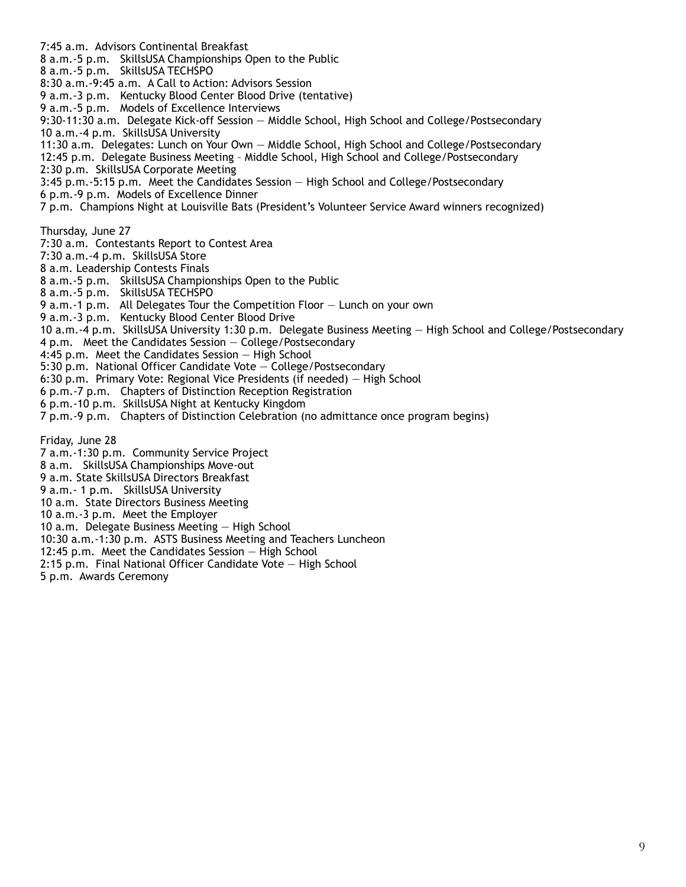7:45 a.m. Advisors Continental Breakfast
8 a.m.-5 p.m. SkillsUSA Championships Open to the Public
8 a.m.-5 p.m. SkillsUSA TECHSPO
8:30 a.m.-9:45 a.m. A Call to Action: Advisors Session
9 a.m.-3 p.m. Kentucky Blood Center Blood Drive (tentative)
9 a.m.-5 p.m. Models of Excellence Interviews
9:30-11:30 a.m. Delegate Kick-off Session — Middle School, High School and College/Postsecondary
10 a.m.-4 p.m. SkillsUSA University
11:30 a.m. Delegates: Lunch on Your Own — Middle School, High School and College/Postsecondary
12:45 p.m. Delegate Business Meeting – Middle School, High School and College/Postsecondary
2:30 p.m. SkillsUSA Corporate Meeting
3:45 p.m.-5:15 p.m. Meet the Candidates Session — High School and College/Postsecondary
6 p.m.-9 p.m. Models of Excellence Dinner
7 p.m. Champions Night at Louisville Bats (President's Volunteer Service Award winners recognized)

Thursday, June 27
7:30 a.m. Contestants Report to Contest Area
7:30 a.m.-4 p.m. SkillsUSA Store
8 a.m. Leadership Contests Finals
8 a.m.-5 p.m. SkillsUSA Championships Open to the Public
8 a.m.-5 p.m. SkillsUSA TECHSPO
9 a.m.-1 p.m. All Delegates Tour the Competition Floor — Lunch on your own
9 a.m.-3 p.m. Kentucky Blood Center Blood Drive
10 a.m.-4 p.m. SkillsUSA University 1:30 p.m. Delegate Business Meeting — High School and College/Postsecondary
4 p.m. Meet the Candidates Session — College/Postsecondary
4:45 p.m. Meet the Candidates Session — High School
5:30 p.m. National Officer Candidate Vote — College/Postsecondary
6:30 p.m. Primary Vote: Regional Vice Presidents (if needed) — High School
6 p.m.-7 p.m. Chapters of Distinction Reception Registration
6 p.m.-10 p.m. SkillsUSA Night at Kentucky Kingdom
7 p.m.-9 p.m. Chapters of Distinction Celebration (no admittance once program begins)

Friday, June 28
7 a.m.-1:30 p.m. Community Service Project
8 a.m. SkillsUSA Championships Move-out
9 a.m. State SkillsUSA Directors Breakfast
9 a.m.- 1 p.m. SkillsUSA University
10 a.m. State Directors Business Meeting
10 a.m.-3 p.m. Meet the Employer
10 a.m. Delegate Business Meeting — High School
10:30 a.m.-1:30 p.m. ASTS Business Meeting and Teachers Luncheon
12:45 p.m. Meet the Candidates Session — High School
2:15 p.m. Final National Officer Candidate Vote — High School
5 p.m. Awards Ceremony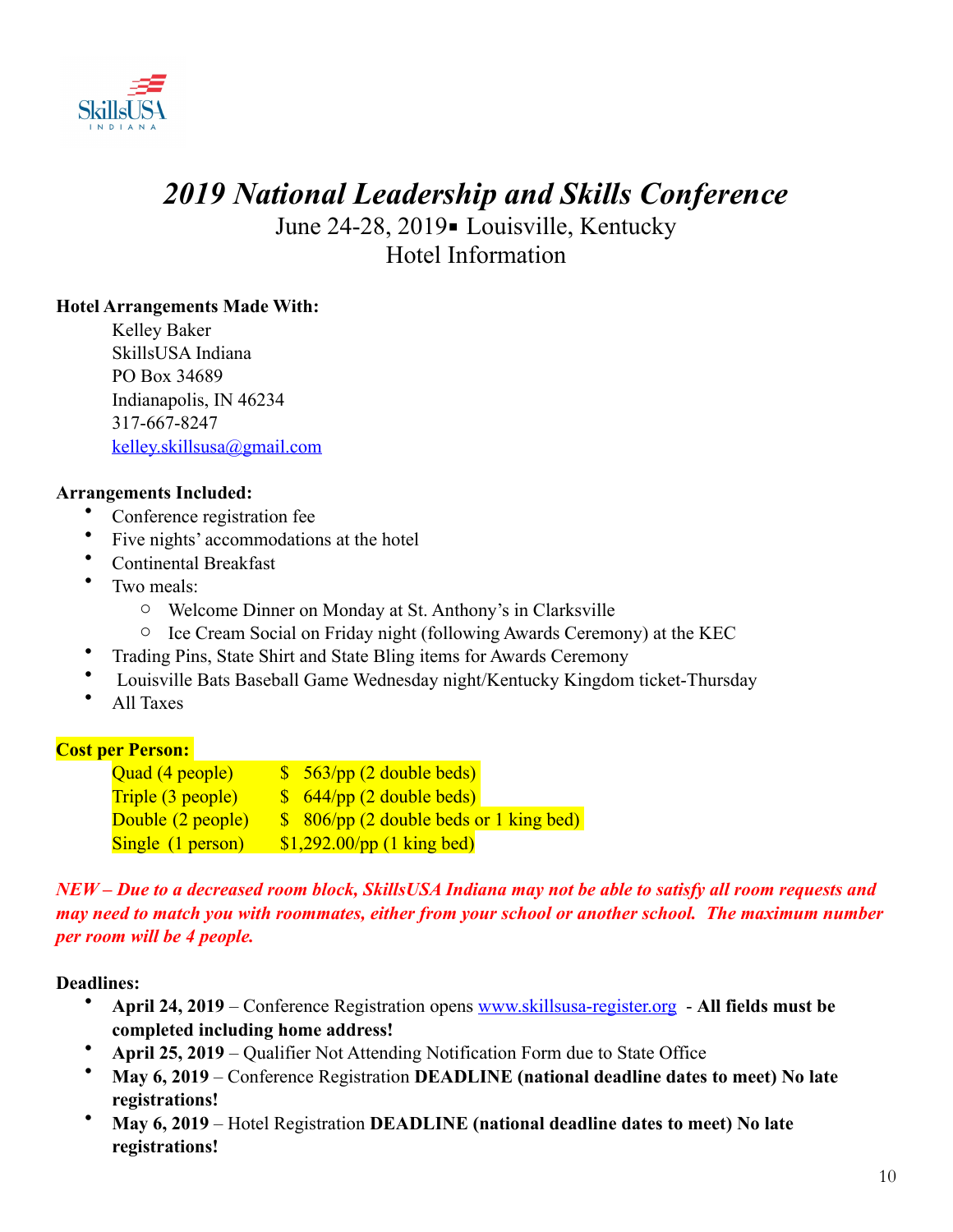# *2019 National Leadership and Skills Conference*

June 24-28, 2019▪ Louisville, Kentucky
Hotel Information

**Hotel Arrangements Made With:**

Kelley Baker
SkillsUSA Indiana
PO Box 34689
Indianapolis, IN 46234
317-667-8247
kelley.skillsusa@gmail.com

**Arrangements Included:**

- Conference registration fee
- Five nights' accommodations at the hotel
- Continental Breakfast
- Two meals:
  - Welcome Dinner on Monday at St. Anthony's in Clarksville
  - Ice Cream Social on Friday night (following Awards Ceremony) at the KEC
- Trading Pins, State Shirt and State Bling items for Awards Ceremony
- Louisville Bats Baseball Game Wednesday night/Kentucky Kingdom ticket-Thursday
- All Taxes

**Cost per Person:**

| | |
|---|---|
| Quad (4 people) | $ 563/pp (2 double beds) |
| Triple (3 people) | $ 644/pp (2 double beds) |
| Double (2 people) | $ 806/pp (2 double beds or 1 king bed) |
| Single (1 person) | $1,292.00/pp (1 king bed) |

***NEW – Due to a decreased room block, SkillsUSA Indiana may not be able to satisfy all room requests and may need to match you with roommates, either from your school or another school. The maximum number per room will be 4 people.***

**Deadlines:**

- **April 24, 2019** – Conference Registration opens www.skillsusa-register.org - **All fields must be completed including home address!**
- **April 25, 2019** – Qualifier Not Attending Notification Form due to State Office
- **May 6, 2019** – Conference Registration **DEADLINE (national deadline dates to meet) No late registrations!**
- **May 6, 2019** – Hotel Registration **DEADLINE (national deadline dates to meet) No late registrations!**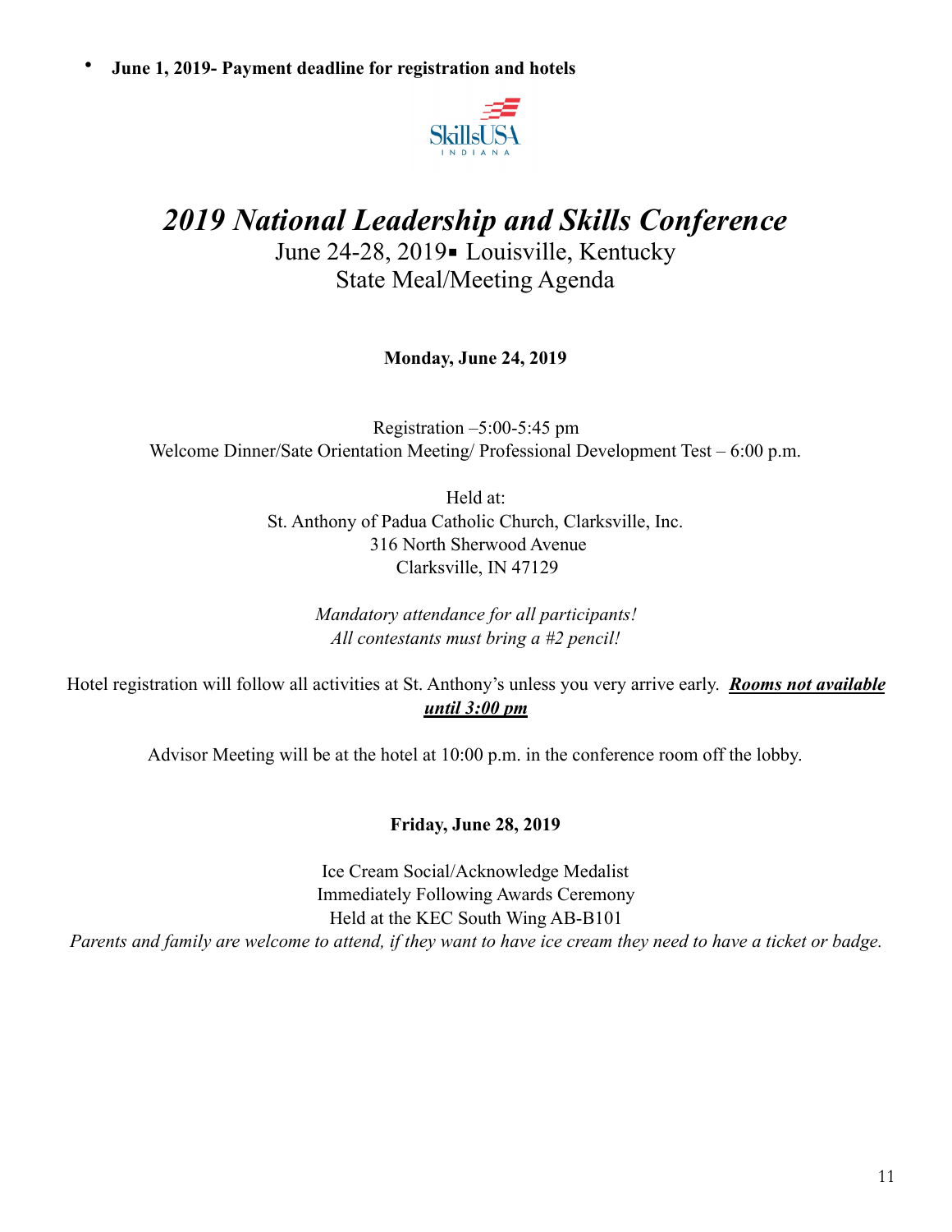- **June 1, 2019- Payment deadline for registration and hotels**

# *2019 National Leadership and Skills Conference*

June 24-28, 2019▪ Louisville, Kentucky

State Meal/Meeting Agenda

**Monday, June 24, 2019**

Registration –5:00-5:45 pm

Welcome Dinner/Sate Orientation Meeting/ Professional Development Test – 6:00 p.m.

Held at:

St. Anthony of Padua Catholic Church, Clarksville, Inc.

316 North Sherwood Avenue

Clarksville, IN 47129

*Mandatory attendance for all participants!*

*All contestants must bring a #2 pencil!*

Hotel registration will follow all activities at St. Anthony's unless you very arrive early. ***Rooms not available until 3:00 pm***

Advisor Meeting will be at the hotel at 10:00 p.m. in the conference room off the lobby.

**Friday, June 28, 2019**

Ice Cream Social/Acknowledge Medalist

Immediately Following Awards Ceremony

Held at the KEC South Wing AB-B101

*Parents and family are welcome to attend, if they want to have ice cream they need to have a ticket or badge.*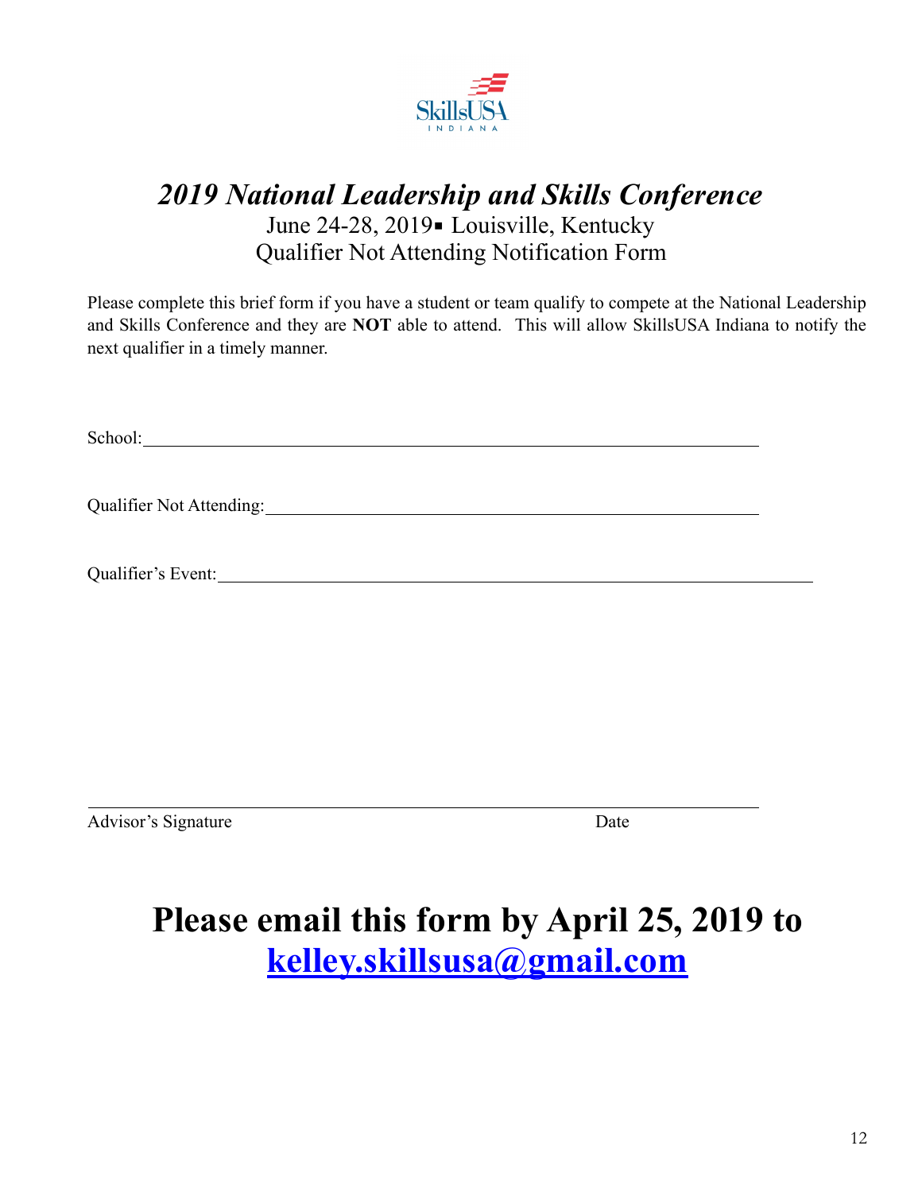# *2019 National Leadership and Skills Conference*

June 24-28, 2019▪ Louisville, Kentucky

Qualifier Not Attending Notification Form

Please complete this brief form if you have a student or team qualify to compete at the National Leadership and Skills Conference and they are **NOT** able to attend. This will allow SkillsUSA Indiana to notify the next qualifier in a timely manner.

School:______________________________________________________________

Qualifier Not Attending:_______________________________________________

Qualifier's Event:______________________________________________________

_____________________________________________________________________

Advisor's Signature                                                                                    Date

# Please email this form by April 25, 2019 to [kelley.skillsusa@gmail.com](mailto:kelley.skillsusa@gmail.com)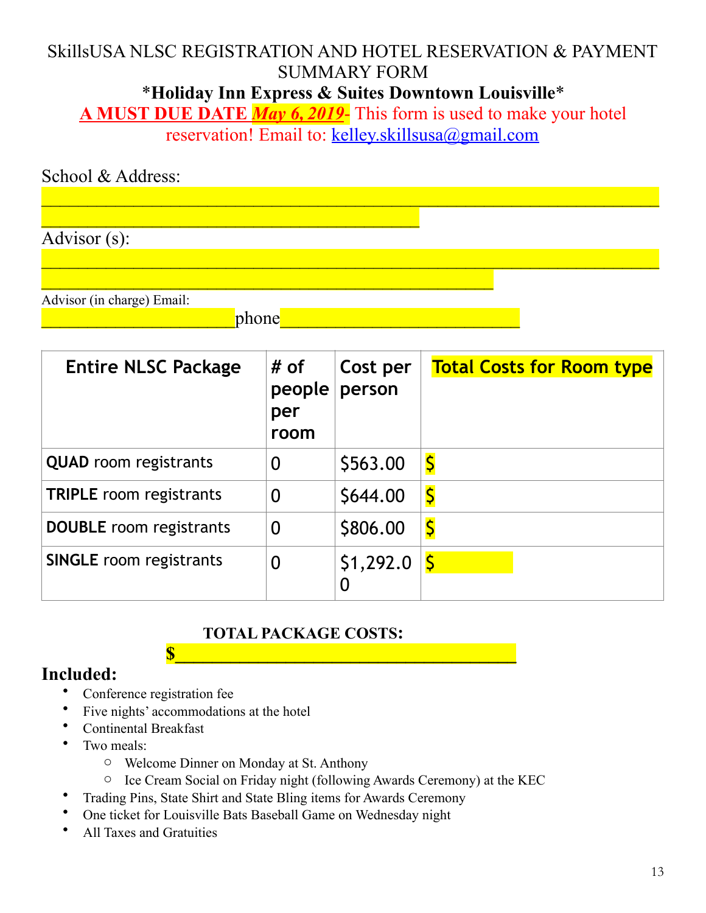# SkillsUSA NLSC REGISTRATION AND HOTEL RESERVATION & PAYMENT SUMMARY FORM

## *Holiday Inn Express & Suites Downtown Louisville*

**A MUST DUE DATE *May 6, 2019*-** This form is used to make your hotel reservation! Email to: kelley.skillsusa@gmail.com

School & Address:
__________________________________________________________________________
______________________________________________

Advisor (s):
__________________________________________________________________________
_______________________________________________________

Advisor (in charge) Email:
_______________________phone____________________________

| Entire NLSC Package | # of people per room | Cost per person | Total Costs for Room type |
|---|---|---|---|
| **QUAD** room registrants | 0 | $563.00 | $ |
| **TRIPLE** room registrants | 0 | $644.00 | $ |
| **DOUBLE** room registrants | 0 | $806.00 | $ |
| **SINGLE** room registrants | 0 | $1,292.00 | $ |

**TOTAL PACKAGE COSTS:**
**$**________________________________________

## Included:

- Conference registration fee
- Five nights' accommodations at the hotel
- Continental Breakfast
- Two meals:
  - Welcome Dinner on Monday at St. Anthony
  - Ice Cream Social on Friday night (following Awards Ceremony) at the KEC
- Trading Pins, State Shirt and State Bling items for Awards Ceremony
- One ticket for Louisville Bats Baseball Game on Wednesday night
- All Taxes and Gratuities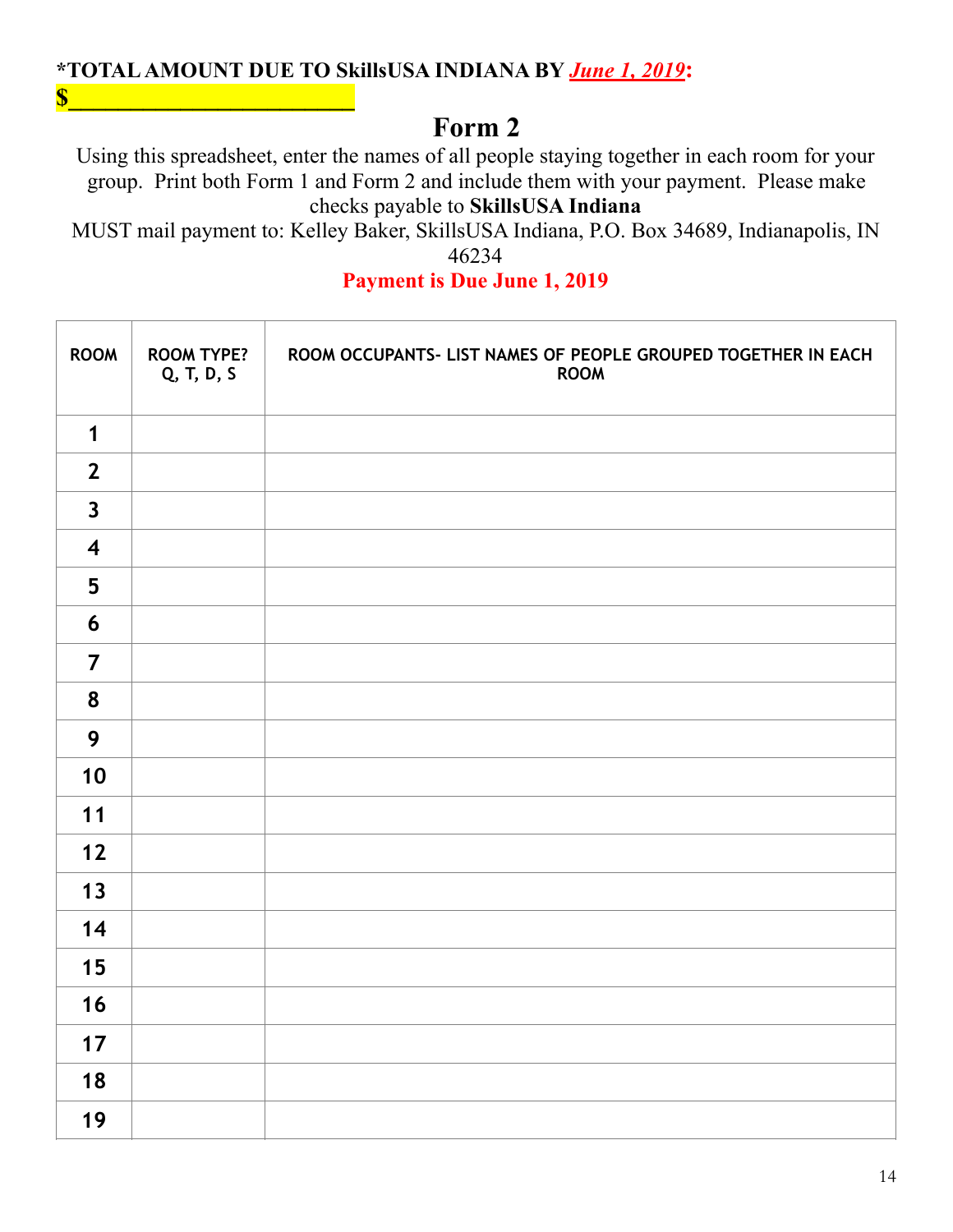**\*TOTAL AMOUNT DUE TO SkillsUSA INDIANA BY *June 1, 2019*:**

**$\_\_\_\_\_\_\_\_\_\_\_\_\_\_\_\_\_\_\_\_\_\_\_\_\_\_\_\_**

# Form 2

Using this spreadsheet, enter the names of all people staying together in each room for your group. Print both Form 1 and Form 2 and include them with your payment. Please make checks payable to **SkillsUSA Indiana**

MUST mail payment to: Kelley Baker, SkillsUSA Indiana, P.O. Box 34689, Indianapolis, IN 46234

**Payment is Due June 1, 2019**

| ROOM | ROOM TYPE? Q, T, D, S | ROOM OCCUPANTS- LIST NAMES OF PEOPLE GROUPED TOGETHER IN EACH ROOM |
|---|---|---|
| 1 | | |
| 2 | | |
| 3 | | |
| 4 | | |
| 5 | | |
| 6 | | |
| 7 | | |
| 8 | | |
| 9 | | |
| 10 | | |
| 11 | | |
| 12 | | |
| 13 | | |
| 14 | | |
| 15 | | |
| 16 | | |
| 17 | | |
| 18 | | |
| 19 | | |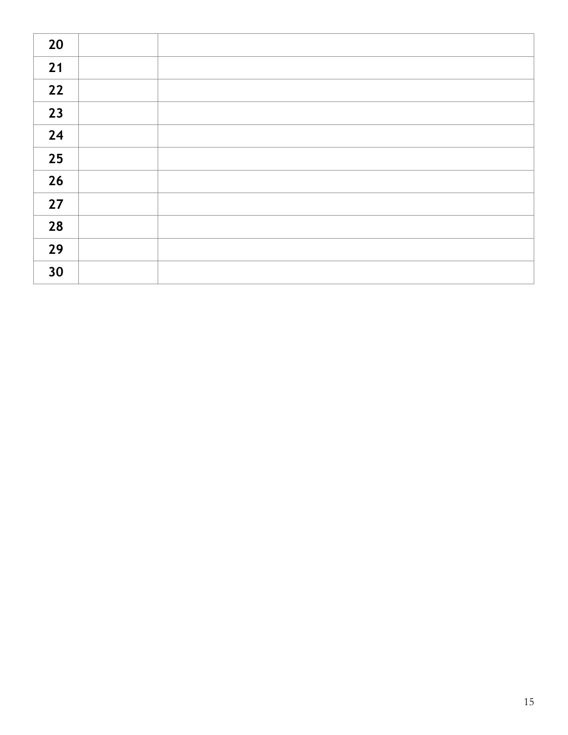| | | |
|---|---|---|
| **20** | | |
| **21** | | |
| **22** | | |
| **23** | | |
| **24** | | |
| **25** | | |
| **26** | | |
| **27** | | |
| **28** | | |
| **29** | | |
| **30** | | |